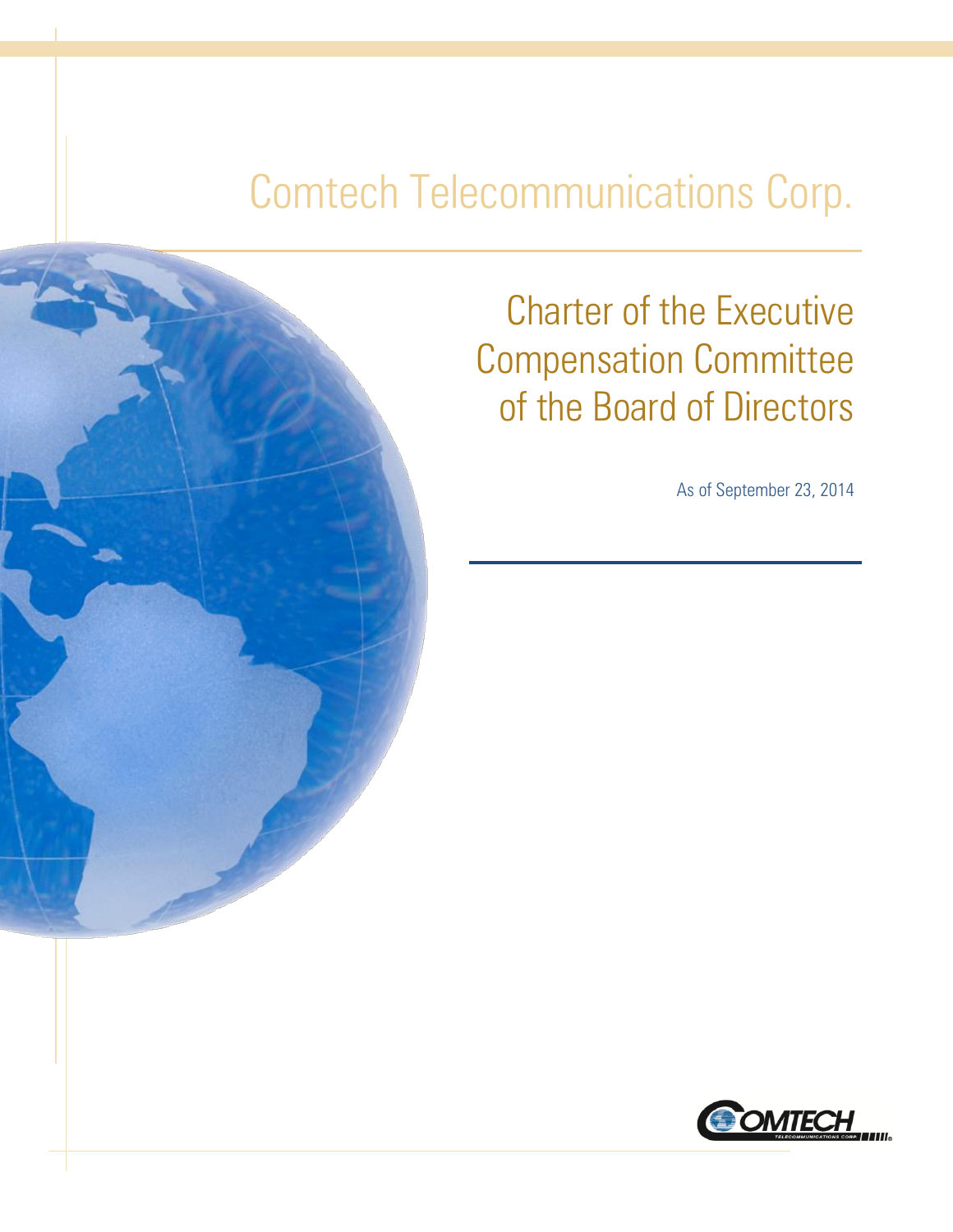# Comtech Telecommunications Corp.

## Charter of the Executive Compensation Committee of the Board of Directors

As of September 23, 2014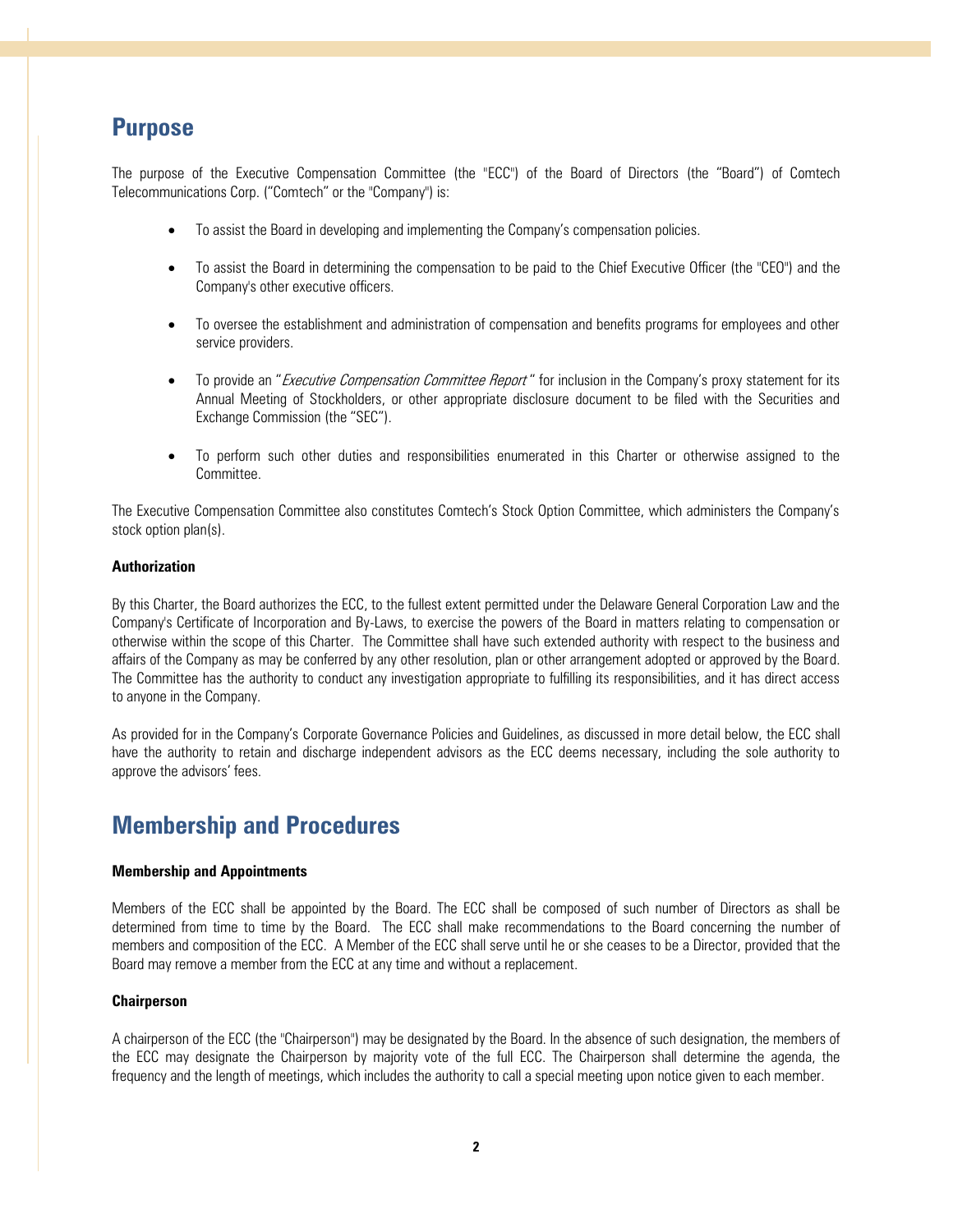## Purpose

The purpose of the Executive Compensation Committee (the "ECC") of the Board of Directors (the "Board") of Comtech Telecommunications Corp. ("Comtech" or the "Company") is:

- To assist the Board in developing and implementing the Company's compensation policies.
- To assist the Board in determining the compensation to be paid to the Chief Executive Officer (the "CEO") and the Company's other executive officers.
- To oversee the establishment and administration of compensation and benefits programs for employees and other service providers.
- To provide an "*Executive Compensation Committee Report*" for inclusion in the Company's proxy statement for its Annual Meeting of Stockholders, or other appropriate disclosure document to be filed with the Securities and Exchange Commission (the "SEC").
- To perform such other duties and responsibilities enumerated in this Charter or otherwise assigned to the Committee.

The Executive Compensation Committee also constitutes Comtech's Stock Option Committee, which administers the Company's stock option plan(s).

**Authorization**

By this Charter, the Board authorizes the ECC, to the fullest extent permitted under the Delaware General Corporation Law and the Company's Certificate of Incorporation and By-Laws, to exercise the powers of the Board in matters relating to compensation or otherwise within the scope of this Charter. The Committee shall have such extended authority with respect to the business and affairs of the Company as may be conferred by any other resolution, plan or other arrangement adopted or approved by the Board. The Committee has the authority to conduct any investigation appropriate to fulfilling its responsibilities, and it has direct access to anyone in the Company.

As provided for in the Company's Corporate Governance Policies and Guidelines, as discussed in more detail below, the ECC shall have the authority to retain and discharge independent advisors as the ECC deems necessary, including the sole authority to approve the advisors' fees.

## Membership and Procedures

**Membership and Appointments**

Members of the ECC shall be appointed by the Board. The ECC shall be composed of such number of Directors as shall be determined from time to time by the Board. The ECC shall make recommendations to the Board concerning the number of members and composition of the ECC. A Member of the ECC shall serve until he or she ceases to be a Director, provided that the Board may remove a member from the ECC at any time and without a replacement.

**Chairperson**

A chairperson of the ECC (the "Chairperson") may be designated by the Board. In the absence of such designation, the members of the ECC may designate the Chairperson by majority vote of the full ECC. The Chairperson shall determine the agenda, the frequency and the length of meetings, which includes the authority to call a special meeting upon notice given to each member.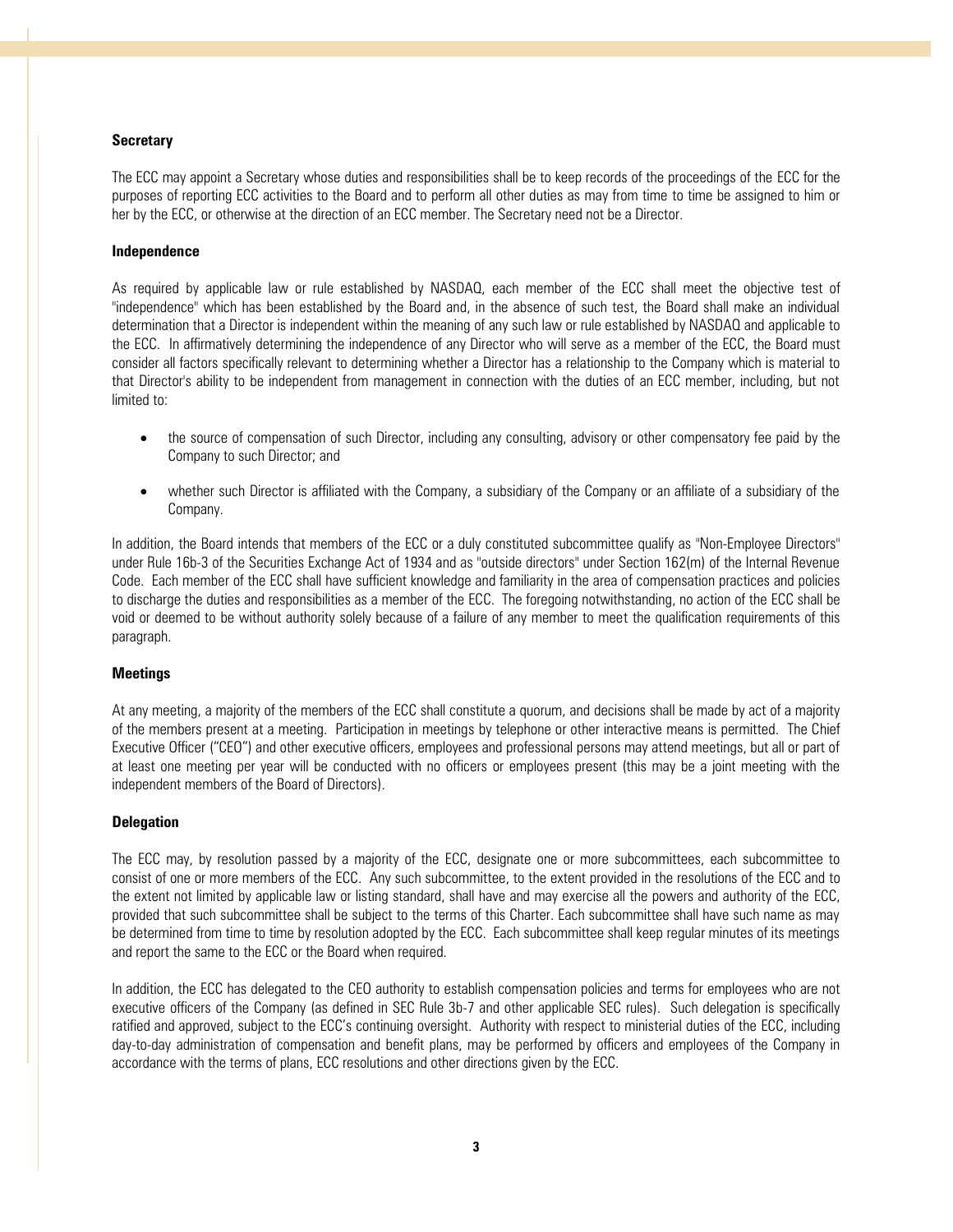### Secretary

The ECC may appoint a Secretary whose duties and responsibilities shall be to keep records of the proceedings of the ECC for the purposes of reporting ECC activities to the Board and to perform all other duties as may from time to time be assigned to him or her by the ECC, or otherwise at the direction of an ECC member. The Secretary need not be a Director.

### Independence

As required by applicable law or rule established by NASDAQ, each member of the ECC shall meet the objective test of "independence" which has been established by the Board and, in the absence of such test, the Board shall make an individual determination that a Director is independent within the meaning of any such law or rule established by NASDAQ and applicable to the ECC. In affirmatively determining the independence of any Director who will serve as a member of the ECC, the Board must consider all factors specifically relevant to determining whether a Director has a relationship to the Company which is material to that Director's ability to be independent from management in connection with the duties of an ECC member, including, but not limited to:

- the source of compensation of such Director, including any consulting, advisory or other compensatory fee paid by the Company to such Director; and
- whether such Director is affiliated with the Company, a subsidiary of the Company or an affiliate of a subsidiary of the Company.

In addition, the Board intends that members of the ECC or a duly constituted subcommittee qualify as "Non-Employee Directors" under Rule 16b-3 of the Securities Exchange Act of 1934 and as "outside directors" under Section 162(m) of the Internal Revenue Code. Each member of the ECC shall have sufficient knowledge and familiarity in the area of compensation practices and policies to discharge the duties and responsibilities as a member of the ECC. The foregoing notwithstanding, no action of the ECC shall be void or deemed to be without authority solely because of a failure of any member to meet the qualification requirements of this paragraph.

### Meetings

At any meeting, a majority of the members of the ECC shall constitute a quorum, and decisions shall be made by act of a majority of the members present at a meeting. Participation in meetings by telephone or other interactive means is permitted. The Chief Executive Officer ("CEO") and other executive officers, employees and professional persons may attend meetings, but all or part of at least one meeting per year will be conducted with no officers or employees present (this may be a joint meeting with the independent members of the Board of Directors).

### Delegation

The ECC may, by resolution passed by a majority of the ECC, designate one or more subcommittees, each subcommittee to consist of one or more members of the ECC. Any such subcommittee, to the extent provided in the resolutions of the ECC and to the extent not limited by applicable law or listing standard, shall have and may exercise all the powers and authority of the ECC, provided that such subcommittee shall be subject to the terms of this Charter. Each subcommittee shall have such name as may be determined from time to time by resolution adopted by the ECC. Each subcommittee shall keep regular minutes of its meetings and report the same to the ECC or the Board when required.

In addition, the ECC has delegated to the CEO authority to establish compensation policies and terms for employees who are not executive officers of the Company (as defined in SEC Rule 3b-7 and other applicable SEC rules). Such delegation is specifically ratified and approved, subject to the ECC's continuing oversight. Authority with respect to ministerial duties of the ECC, including day-to-day administration of compensation and benefit plans, may be performed by officers and employees of the Company in accordance with the terms of plans, ECC resolutions and other directions given by the ECC.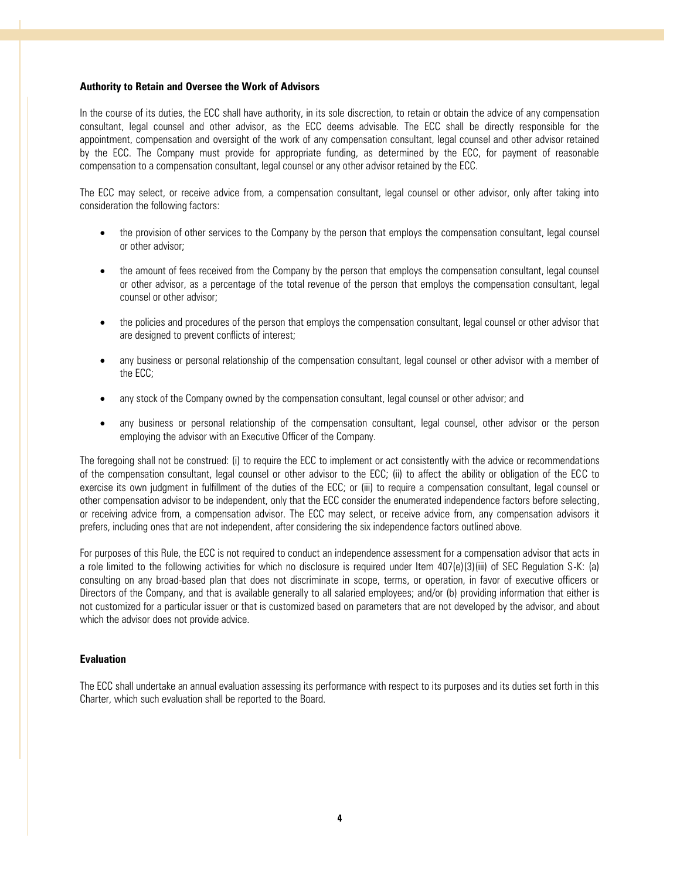### Authority to Retain and Oversee the Work of Advisors

In the course of its duties, the ECC shall have authority, in its sole discretion, to retain or obtain the advice of any compensation consultant, legal counsel and other advisor, as the ECC deems advisable. The ECC shall be directly responsible for the appointment, compensation and oversight of the work of any compensation consultant, legal counsel and other advisor retained by the ECC. The Company must provide for appropriate funding, as determined by the ECC, for payment of reasonable compensation to a compensation consultant, legal counsel or any other advisor retained by the ECC.

The ECC may select, or receive advice from, a compensation consultant, legal counsel or other advisor, only after taking into consideration the following factors:

- the provision of other services to the Company by the person that employs the compensation consultant, legal counsel or other advisor;
- the amount of fees received from the Company by the person that employs the compensation consultant, legal counsel or other advisor, as a percentage of the total revenue of the person that employs the compensation consultant, legal counsel or other advisor;
- the policies and procedures of the person that employs the compensation consultant, legal counsel or other advisor that are designed to prevent conflicts of interest;
- any business or personal relationship of the compensation consultant, legal counsel or other advisor with a member of the ECC;
- any stock of the Company owned by the compensation consultant, legal counsel or other advisor; and
- any business or personal relationship of the compensation consultant, legal counsel, other advisor or the person employing the advisor with an Executive Officer of the Company.

The foregoing shall not be construed: (i) to require the ECC to implement or act consistently with the advice or recommendations of the compensation consultant, legal counsel or other advisor to the ECC; (ii) to affect the ability or obligation of the ECC to exercise its own judgment in fulfillment of the duties of the ECC; or (iii) to require a compensation consultant, legal counsel or other compensation advisor to be independent, only that the ECC consider the enumerated independence factors before selecting, or receiving advice from, a compensation advisor. The ECC may select, or receive advice from, any compensation advisors it prefers, including ones that are not independent, after considering the six independence factors outlined above.

For purposes of this Rule, the ECC is not required to conduct an independence assessment for a compensation advisor that acts in a role limited to the following activities for which no disclosure is required under Item 407(e)(3)(iii) of SEC Regulation S-K: (a) consulting on any broad-based plan that does not discriminate in scope, terms, or operation, in favor of executive officers or Directors of the Company, and that is available generally to all salaried employees; and/or (b) providing information that either is not customized for a particular issuer or that is customized based on parameters that are not developed by the advisor, and about which the advisor does not provide advice.

### Evaluation

The ECC shall undertake an annual evaluation assessing its performance with respect to its purposes and its duties set forth in this Charter, which such evaluation shall be reported to the Board.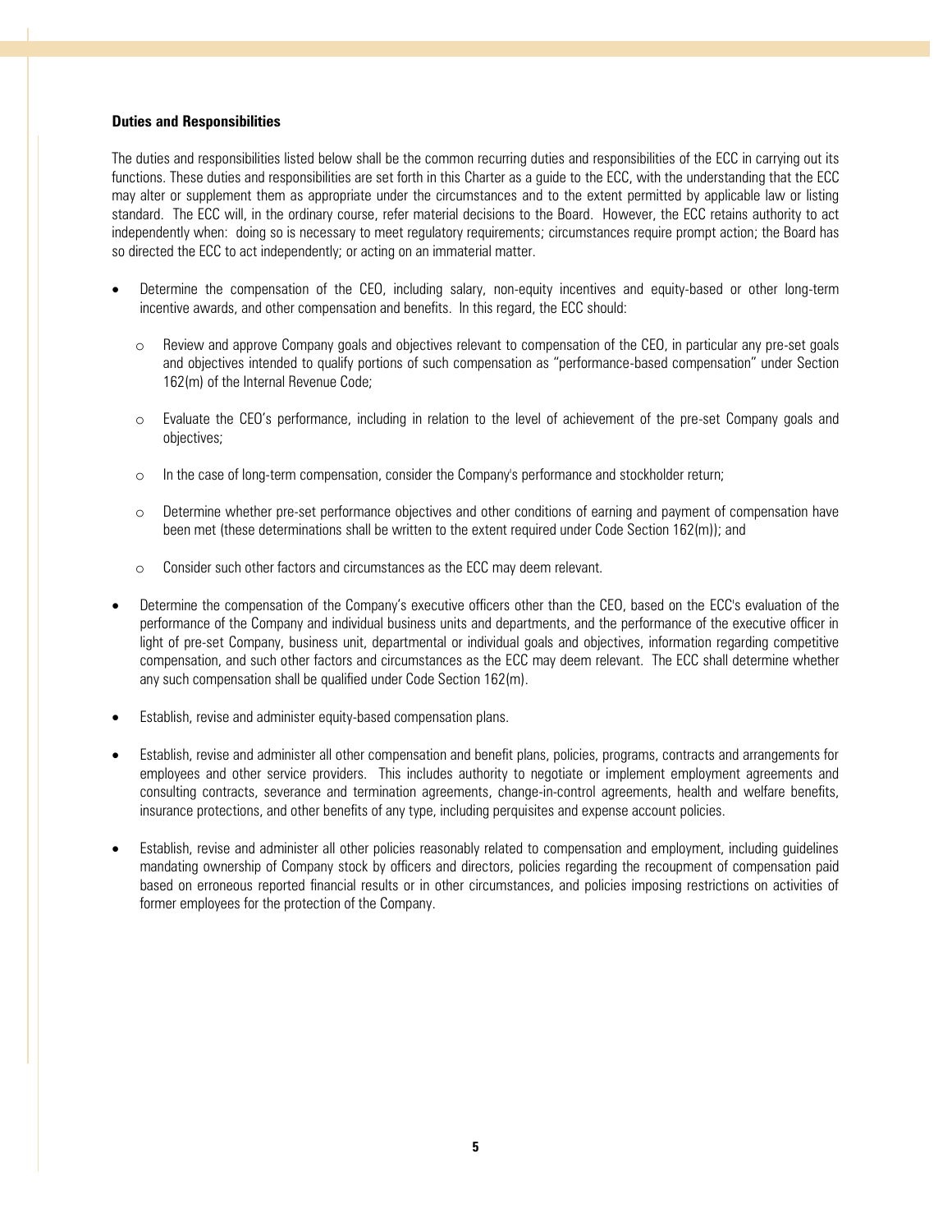**Duties and Responsibilities**

The duties and responsibilities listed below shall be the common recurring duties and responsibilities of the ECC in carrying out its functions. These duties and responsibilities are set forth in this Charter as a guide to the ECC, with the understanding that the ECC may alter or supplement them as appropriate under the circumstances and to the extent permitted by applicable law or listing standard. The ECC will, in the ordinary course, refer material decisions to the Board. However, the ECC retains authority to act independently when: doing so is necessary to meet regulatory requirements; circumstances require prompt action; the Board has so directed the ECC to act independently; or acting on an immaterial matter.

- Determine the compensation of the CEO, including salary, non-equity incentives and equity-based or other long-term incentive awards, and other compensation and benefits. In this regard, the ECC should:
  - Review and approve Company goals and objectives relevant to compensation of the CEO, in particular any pre-set goals and objectives intended to qualify portions of such compensation as "performance-based compensation" under Section 162(m) of the Internal Revenue Code;
  - Evaluate the CEO's performance, including in relation to the level of achievement of the pre-set Company goals and objectives;
  - In the case of long-term compensation, consider the Company's performance and stockholder return;
  - Determine whether pre-set performance objectives and other conditions of earning and payment of compensation have been met (these determinations shall be written to the extent required under Code Section 162(m)); and
  - Consider such other factors and circumstances as the ECC may deem relevant.
- Determine the compensation of the Company's executive officers other than the CEO, based on the ECC's evaluation of the performance of the Company and individual business units and departments, and the performance of the executive officer in light of pre-set Company, business unit, departmental or individual goals and objectives, information regarding competitive compensation, and such other factors and circumstances as the ECC may deem relevant. The ECC shall determine whether any such compensation shall be qualified under Code Section 162(m).
- Establish, revise and administer equity-based compensation plans.
- Establish, revise and administer all other compensation and benefit plans, policies, programs, contracts and arrangements for employees and other service providers. This includes authority to negotiate or implement employment agreements and consulting contracts, severance and termination agreements, change-in-control agreements, health and welfare benefits, insurance protections, and other benefits of any type, including perquisites and expense account policies.
- Establish, revise and administer all other policies reasonably related to compensation and employment, including guidelines mandating ownership of Company stock by officers and directors, policies regarding the recoupment of compensation paid based on erroneous reported financial results or in other circumstances, and policies imposing restrictions on activities of former employees for the protection of the Company.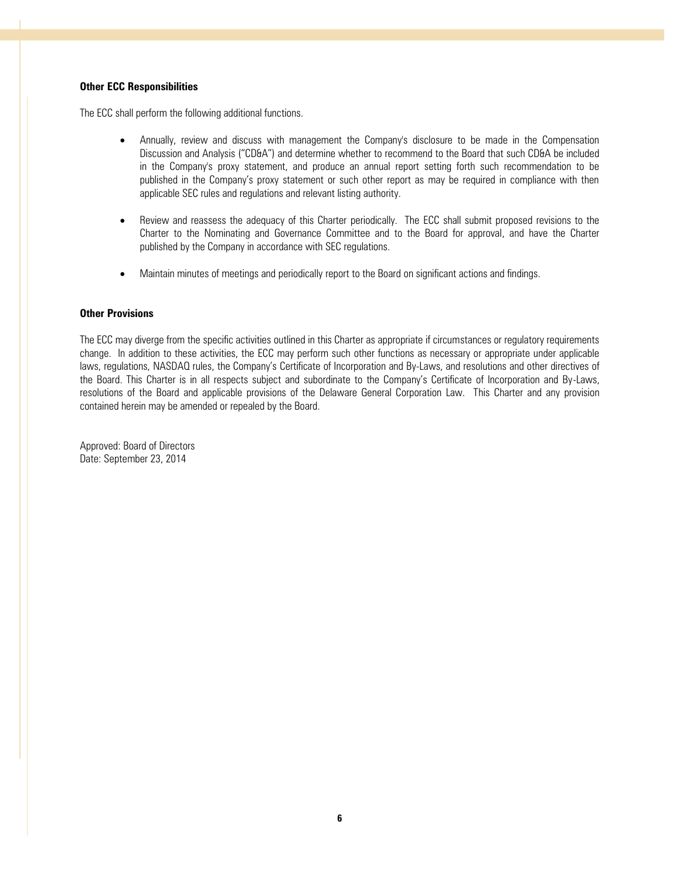**Other ECC Responsibilities**

The ECC shall perform the following additional functions.

- Annually, review and discuss with management the Company's disclosure to be made in the Compensation Discussion and Analysis ("CD&A") and determine whether to recommend to the Board that such CD&A be included in the Company's proxy statement, and produce an annual report setting forth such recommendation to be published in the Company's proxy statement or such other report as may be required in compliance with then applicable SEC rules and regulations and relevant listing authority.

- Review and reassess the adequacy of this Charter periodically. The ECC shall submit proposed revisions to the Charter to the Nominating and Governance Committee and to the Board for approval, and have the Charter published by the Company in accordance with SEC regulations.

- Maintain minutes of meetings and periodically report to the Board on significant actions and findings.

**Other Provisions**

The ECC may diverge from the specific activities outlined in this Charter as appropriate if circumstances or regulatory requirements change. In addition to these activities, the ECC may perform such other functions as necessary or appropriate under applicable laws, regulations, NASDAQ rules, the Company's Certificate of Incorporation and By-Laws, and resolutions and other directives of the Board. This Charter is in all respects subject and subordinate to the Company's Certificate of Incorporation and By-Laws, resolutions of the Board and applicable provisions of the Delaware General Corporation Law. This Charter and any provision contained herein may be amended or repealed by the Board.

Approved: Board of Directors
Date: September 23, 2014